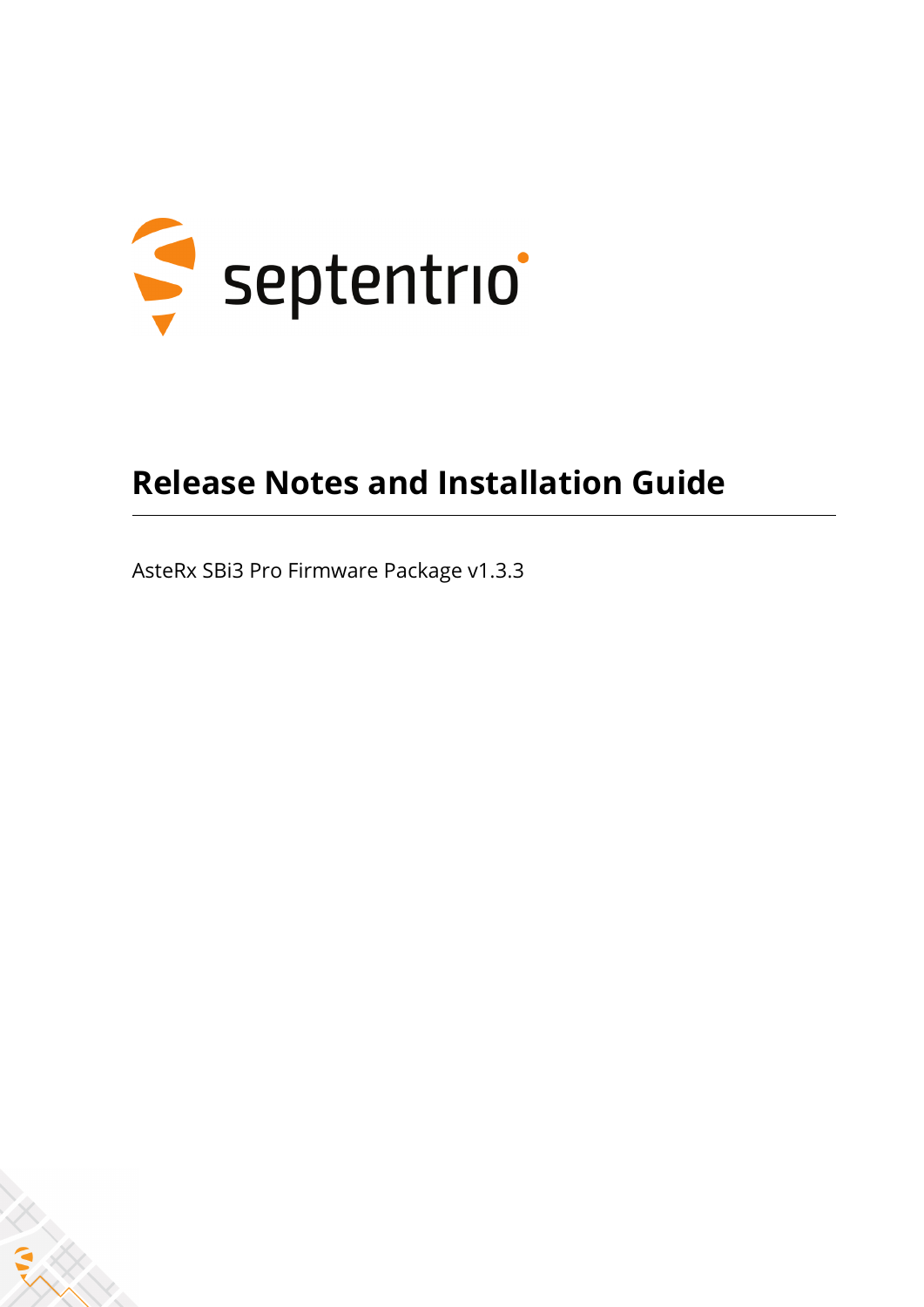# Release Notes and Installation Guide

AsteRx SBi3 Pro Firmware Package v1.3.3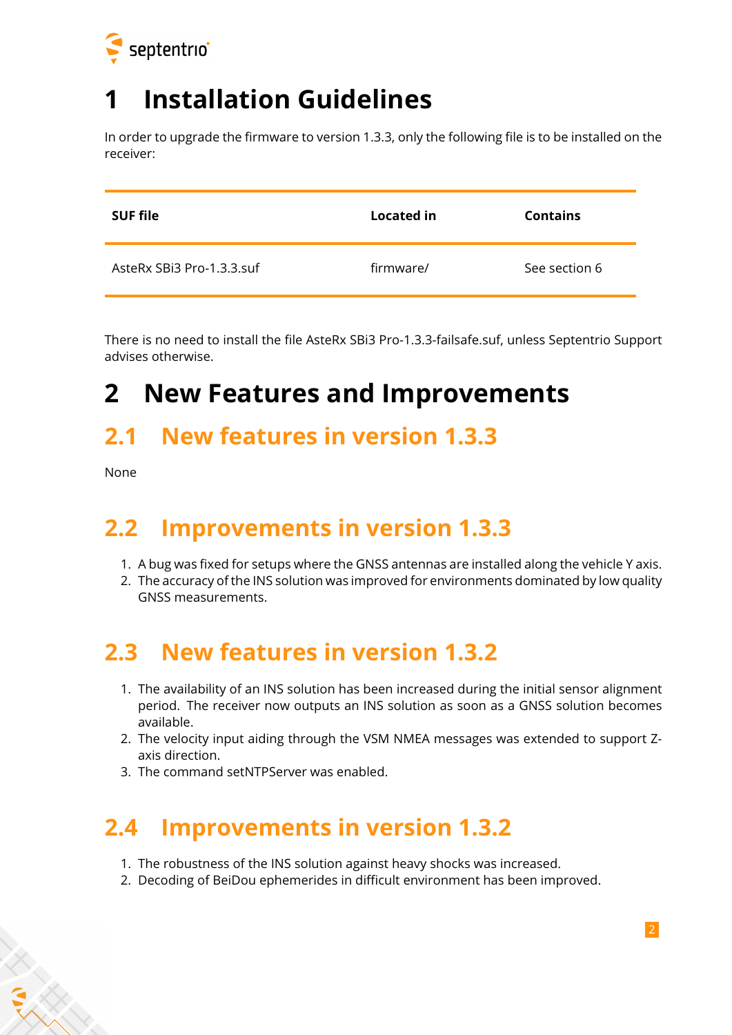# 1 Installation Guidelines

In order to upgrade the firmware to version 1.3.3, only the following file is to be installed on the receiver:

| SUF file | Located in | Contains |
|---|---|---|
| AsteRx SBi3 Pro-1.3.3.suf | firmware/ | See section 6 |

There is no need to install the file AsteRx SBi3 Pro-1.3.3-failsafe.suf, unless Septentrio Support advises otherwise.

# 2 New Features and Improvements

## 2.1 New features in version 1.3.3

None

## 2.2 Improvements in version 1.3.3

1. A bug was fixed for setups where the GNSS antennas are installed along the vehicle Y axis.
2. The accuracy of the INS solution was improved for environments dominated by low quality GNSS measurements.

## 2.3 New features in version 1.3.2

1. The availability of an INS solution has been increased during the initial sensor alignment period. The receiver now outputs an INS solution as soon as a GNSS solution becomes available.
2. The velocity input aiding through the VSM NMEA messages was extended to support Z-axis direction.
3. The command setNTPServer was enabled.

## 2.4 Improvements in version 1.3.2

1. The robustness of the INS solution against heavy shocks was increased.
2. Decoding of BeiDou ephemerides in difficult environment has been improved.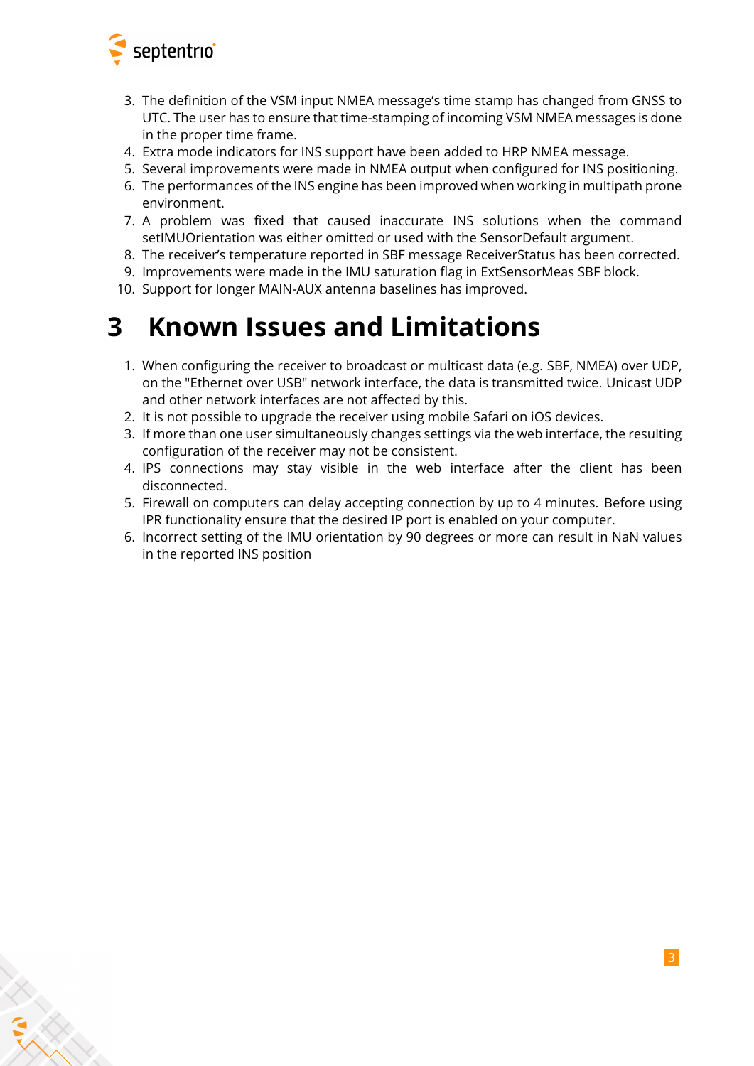3. The definition of the VSM input NMEA message's time stamp has changed from GNSS to UTC. The user has to ensure that time-stamping of incoming VSM NMEA messages is done in the proper time frame.
4. Extra mode indicators for INS support have been added to HRP NMEA message.
5. Several improvements were made in NMEA output when configured for INS positioning.
6. The performances of the INS engine has been improved when working in multipath prone environment.
7. A problem was fixed that caused inaccurate INS solutions when the command setIMUOrientation was either omitted or used with the SensorDefault argument.
8. The receiver's temperature reported in SBF message ReceiverStatus has been corrected.
9. Improvements were made in the IMU saturation flag in ExtSensorMeas SBF block.
10. Support for longer MAIN-AUX antenna baselines has improved.

# 3 Known Issues and Limitations

1. When configuring the receiver to broadcast or multicast data (e.g. SBF, NMEA) over UDP, on the "Ethernet over USB" network interface, the data is transmitted twice. Unicast UDP and other network interfaces are not affected by this.
2. It is not possible to upgrade the receiver using mobile Safari on iOS devices.
3. If more than one user simultaneously changes settings via the web interface, the resulting configuration of the receiver may not be consistent.
4. IPS connections may stay visible in the web interface after the client has been disconnected.
5. Firewall on computers can delay accepting connection by up to 4 minutes. Before using IPR functionality ensure that the desired IP port is enabled on your computer.
6. Incorrect setting of the IMU orientation by 90 degrees or more can result in NaN values in the reported INS position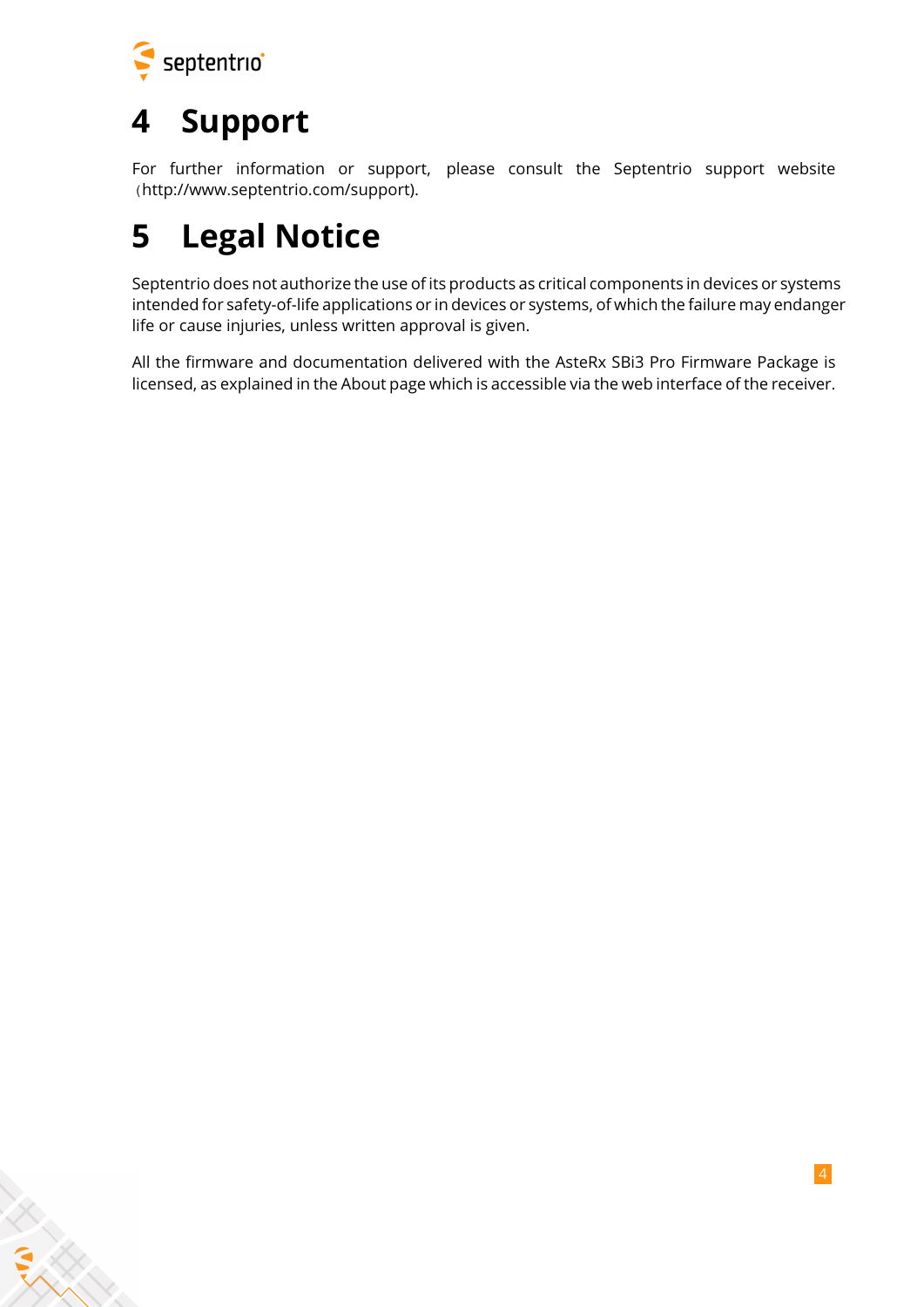# 4 Support

For further information or support, please consult the Septentrio support website （http://www.septentrio.com/support).

# 5 Legal Notice

Septentrio does not authorize the use of its products as critical components in devices or systems intended for safety-of-life applications or in devices or systems, of which the failure may endanger life or cause injuries, unless written approval is given.

All the firmware and documentation delivered with the AsteRx SBi3 Pro Firmware Package is licensed, as explained in the About page which is accessible via the web interface of the receiver.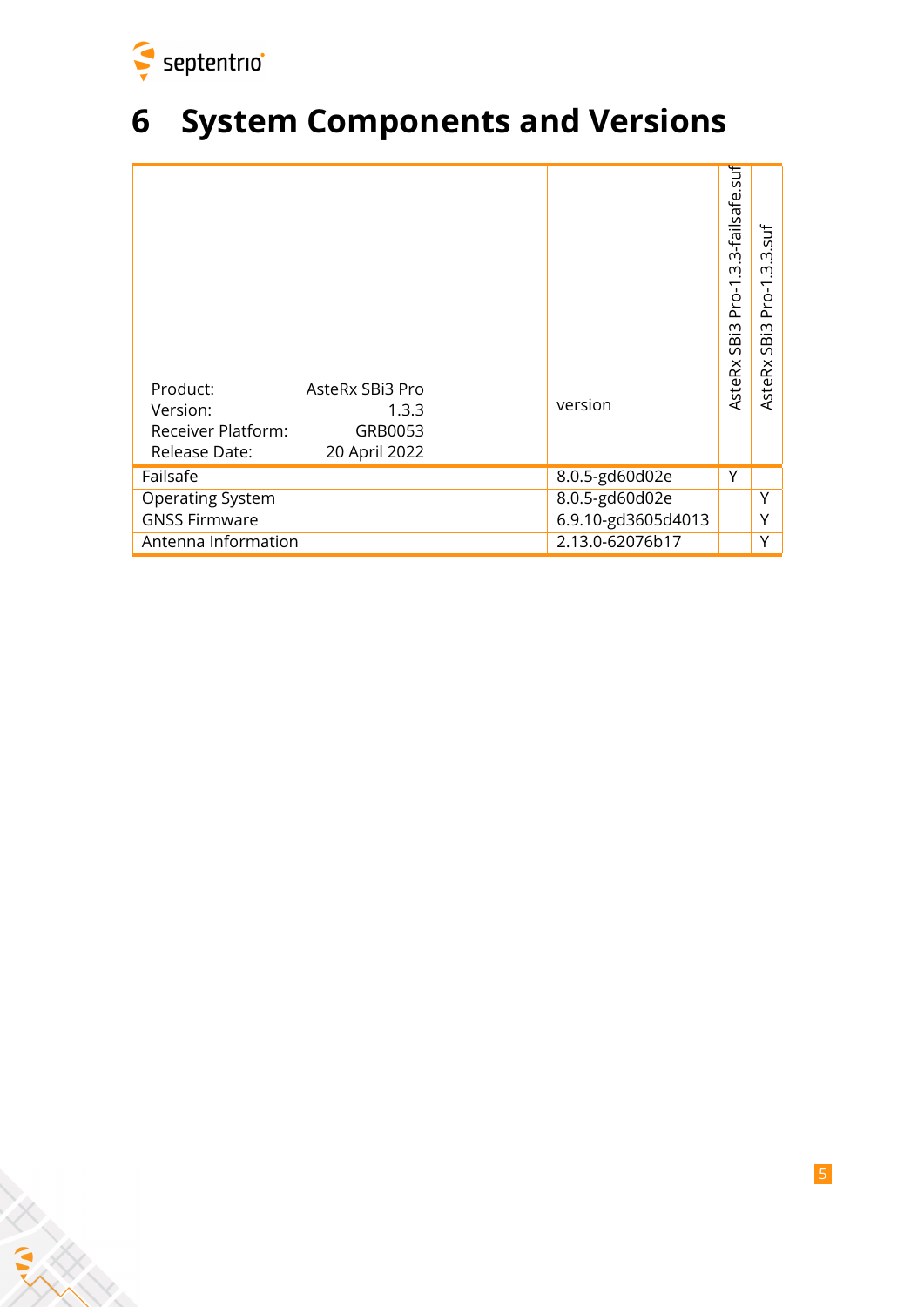# 6 System Components and Versions

| Product: AsteRx SBi3 Pro<br>Version: 1.3.3<br>Receiver Platform: GRB0053<br>Release Date: 20 April 2022 | version | AsteRx SBi3 Pro-1.3.3-failsafe.suf | AsteRx SBi3 Pro-1.3.3.suf |
|---|---|---|---|
| Failsafe | 8.0.5-gd60d02e | Y | |
| Operating System | 8.0.5-gd60d02e | | Y |
| GNSS Firmware | 6.9.10-gd3605d4013 | | Y |
| Antenna Information | 2.13.0-62076b17 | | Y |